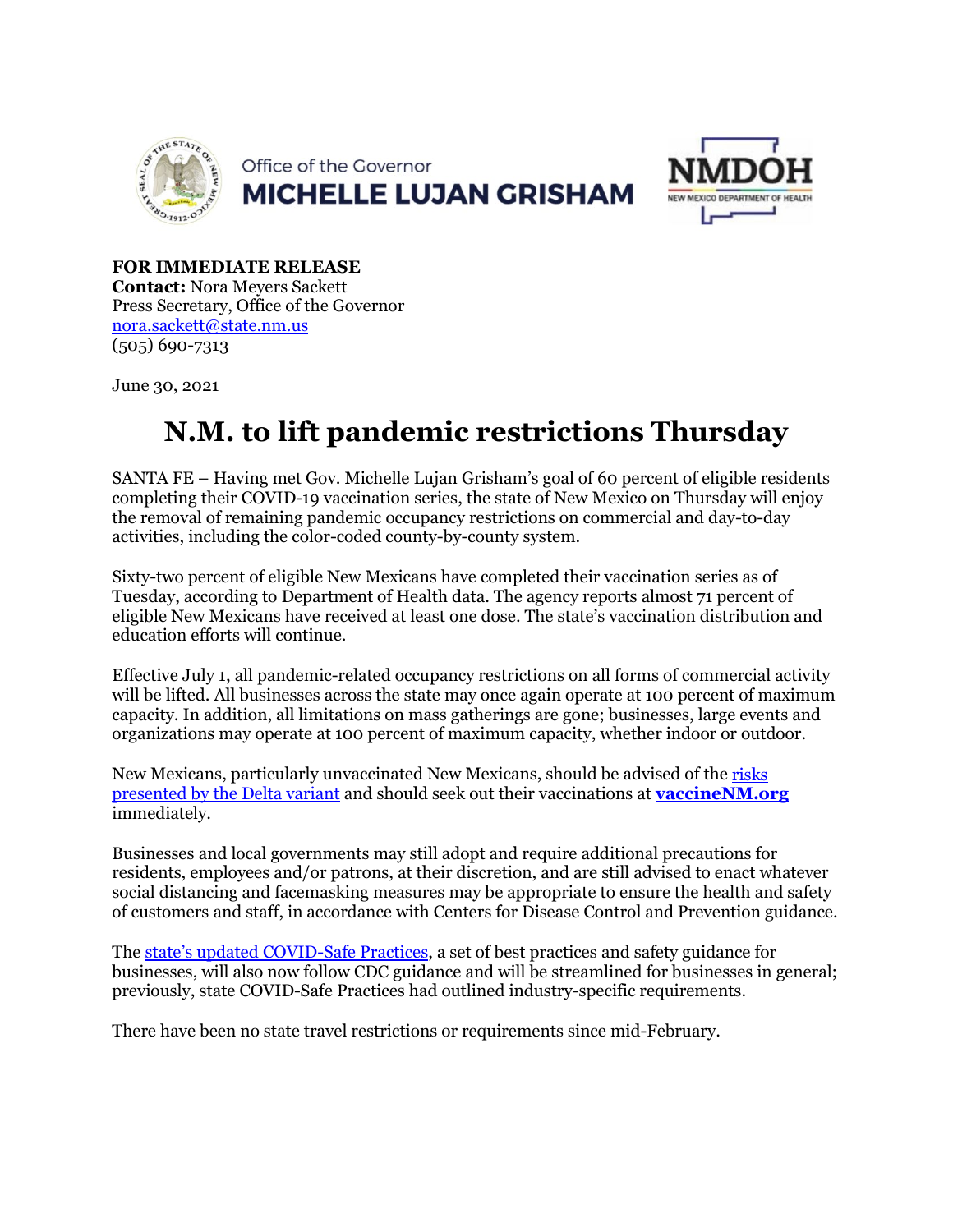Office of the Governor
**MICHELLE LUJAN GRISHAM**

**NMDOH**
NEW MEXICO DEPARTMENT OF HEALTH

**FOR IMMEDIATE RELEASE**
**Contact:** Nora Meyers Sackett
Press Secretary, Office of the Governor
[nora.sackett@state.nm.us](mailto:nora.sackett@state.nm.us)
(505) 690-7313

June 30, 2021

# N.M. to lift pandemic restrictions Thursday

SANTA FE – Having met Gov. Michelle Lujan Grisham's goal of 60 percent of eligible residents completing their COVID-19 vaccination series, the state of New Mexico on Thursday will enjoy the removal of remaining pandemic occupancy restrictions on commercial and day-to-day activities, including the color-coded county-by-county system.

Sixty-two percent of eligible New Mexicans have completed their vaccination series as of Tuesday, according to Department of Health data. The agency reports almost 71 percent of eligible New Mexicans have received at least one dose. The state's vaccination distribution and education efforts will continue.

Effective July 1, all pandemic-related occupancy restrictions on all forms of commercial activity will be lifted. All businesses across the state may once again operate at 100 percent of maximum capacity. In addition, all limitations on mass gatherings are gone; businesses, large events and organizations may operate at 100 percent of maximum capacity, whether indoor or outdoor.

New Mexicans, particularly unvaccinated New Mexicans, should be advised of the risks presented by the Delta variant and should seek out their vaccinations at **vaccineNM.org** immediately.

Businesses and local governments may still adopt and require additional precautions for residents, employees and/or patrons, at their discretion, and are still advised to enact whatever social distancing and facemasking measures may be appropriate to ensure the health and safety of customers and staff, in accordance with Centers for Disease Control and Prevention guidance.

The state's updated COVID-Safe Practices, a set of best practices and safety guidance for businesses, will also now follow CDC guidance and will be streamlined for businesses in general; previously, state COVID-Safe Practices had outlined industry-specific requirements.

There have been no state travel restrictions or requirements since mid-February.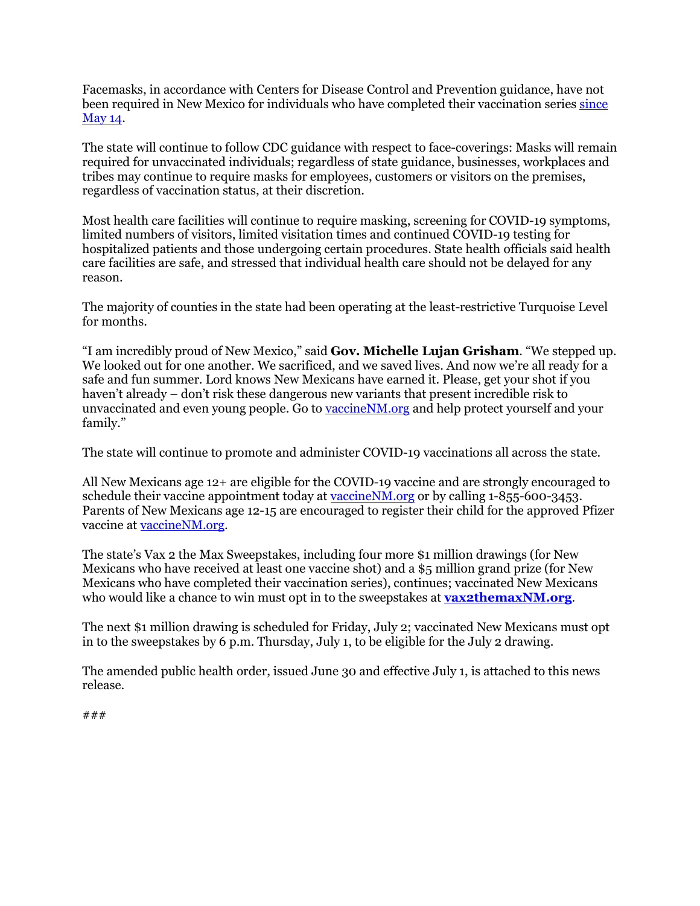Facemasks, in accordance with Centers for Disease Control and Prevention guidance, have not been required in New Mexico for individuals who have completed their vaccination series [since May 14](#).

The state will continue to follow CDC guidance with respect to face-coverings: Masks will remain required for unvaccinated individuals; regardless of state guidance, businesses, workplaces and tribes may continue to require masks for employees, customers or visitors on the premises, regardless of vaccination status, at their discretion.

Most health care facilities will continue to require masking, screening for COVID-19 symptoms, limited numbers of visitors, limited visitation times and continued COVID-19 testing for hospitalized patients and those undergoing certain procedures. State health officials said health care facilities are safe, and stressed that individual health care should not be delayed for any reason.

The majority of counties in the state had been operating at the least-restrictive Turquoise Level for months.

"I am incredibly proud of New Mexico," said **Gov. Michelle Lujan Grisham**. "We stepped up. We looked out for one another. We sacrificed, and we saved lives. And now we're all ready for a safe and fun summer. Lord knows New Mexicans have earned it. Please, get your shot if you haven't already – don't risk these dangerous new variants that present incredible risk to unvaccinated and even young people. Go to [vaccineNM.org](#) and help protect yourself and your family."

The state will continue to promote and administer COVID-19 vaccinations all across the state.

All New Mexicans age 12+ are eligible for the COVID-19 vaccine and are strongly encouraged to schedule their vaccine appointment today at [vaccineNM.org](#) or by calling 1-855-600-3453. Parents of New Mexicans age 12-15 are encouraged to register their child for the approved Pfizer vaccine at [vaccineNM.org](#).

The state's Vax 2 the Max Sweepstakes, including four more $1 million drawings (for New Mexicans who have received at least one vaccine shot) and a $5 million grand prize (for New Mexicans who have completed their vaccination series), continues; vaccinated New Mexicans who would like a chance to win must opt in to the sweepstakes at **[vax2themaxNM.org](#)**.

The next $1 million drawing is scheduled for Friday, July 2; vaccinated New Mexicans must opt in to the sweepstakes by 6 p.m. Thursday, July 1, to be eligible for the July 2 drawing.

The amended public health order, issued June 30 and effective July 1, is attached to this news release.

###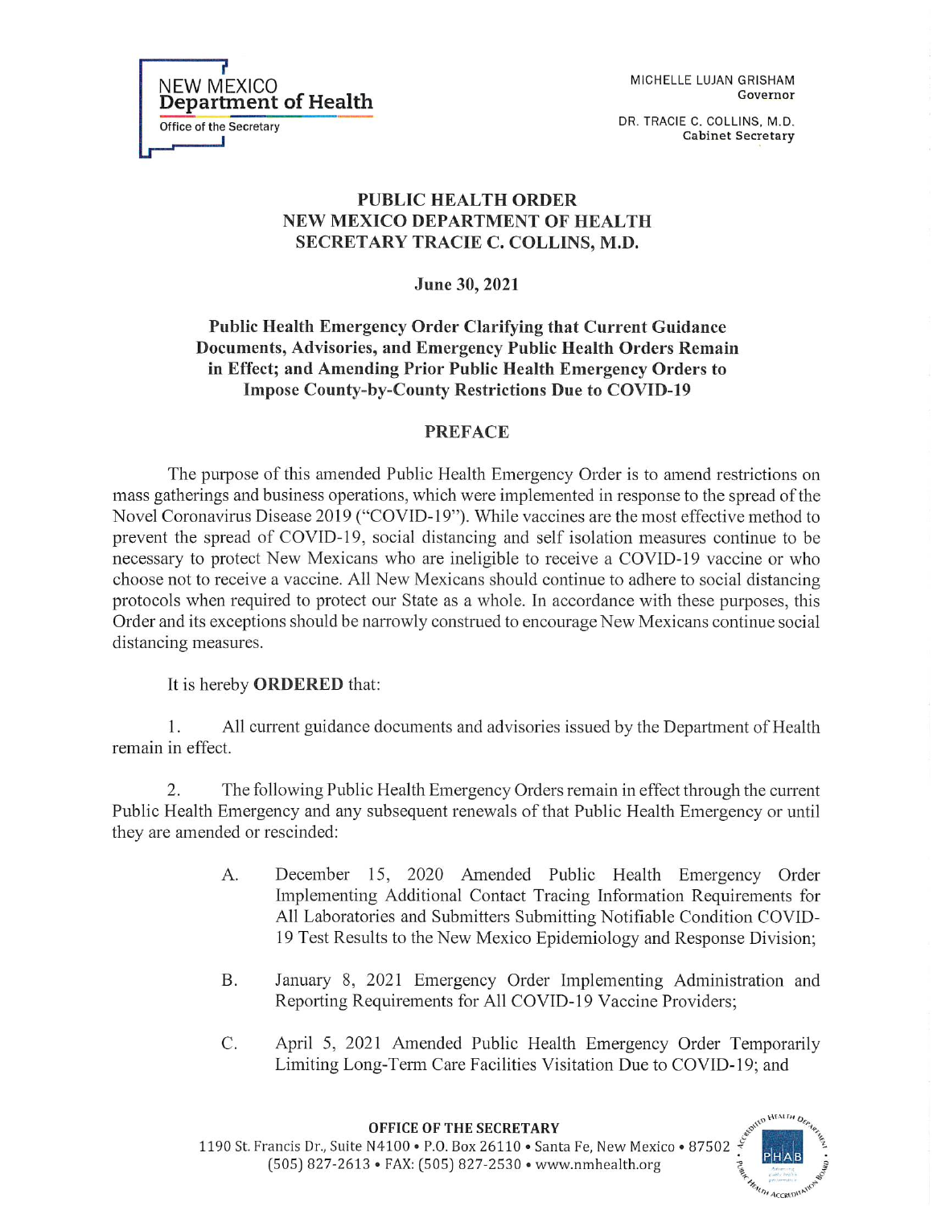NEW MEXICO
**Department of Health**
Office of the Secretary

MICHELLE LUJAN GRISHAM
Governor

DR. TRACIE C. COLLINS, M.D.
Cabinet Secretary

**PUBLIC HEALTH ORDER**
**NEW MEXICO DEPARTMENT OF HEALTH**
**SECRETARY TRACIE C. COLLINS, M.D.**

**June 30, 2021**

**Public Health Emergency Order Clarifying that Current Guidance Documents, Advisories, and Emergency Public Health Orders Remain in Effect; and Amending Prior Public Health Emergency Orders to Impose County-by-County Restrictions Due to COVID-19**

## PREFACE

The purpose of this amended Public Health Emergency Order is to amend restrictions on mass gatherings and business operations, which were implemented in response to the spread of the Novel Coronavirus Disease 2019 ("COVID-19"). While vaccines are the most effective method to prevent the spread of COVID-19, social distancing and self isolation measures continue to be necessary to protect New Mexicans who are ineligible to receive a COVID-19 vaccine or who choose not to receive a vaccine. All New Mexicans should continue to adhere to social distancing protocols when required to protect our State as a whole. In accordance with these purposes, this Order and its exceptions should be narrowly construed to encourage New Mexicans continue social distancing measures.

It is hereby **ORDERED** that:

1. All current guidance documents and advisories issued by the Department of Health remain in effect.

2. The following Public Health Emergency Orders remain in effect through the current Public Health Emergency and any subsequent renewals of that Public Health Emergency or until they are amended or rescinded:

   A. December 15, 2020 Amended Public Health Emergency Order Implementing Additional Contact Tracing Information Requirements for All Laboratories and Submitters Submitting Notifiable Condition COVID-19 Test Results to the New Mexico Epidemiology and Response Division;

   B. January 8, 2021 Emergency Order Implementing Administration and Reporting Requirements for All COVID-19 Vaccine Providers;

   C. April 5, 2021 Amended Public Health Emergency Order Temporarily Limiting Long-Term Care Facilities Visitation Due to COVID-19; and

**OFFICE OF THE SECRETARY**
1190 St. Francis Dr., Suite N4100 • P.O. Box 26110 • Santa Fe, New Mexico • 87502
(505) 827-2613 • FAX: (505) 827-2530 • www.nmhealth.org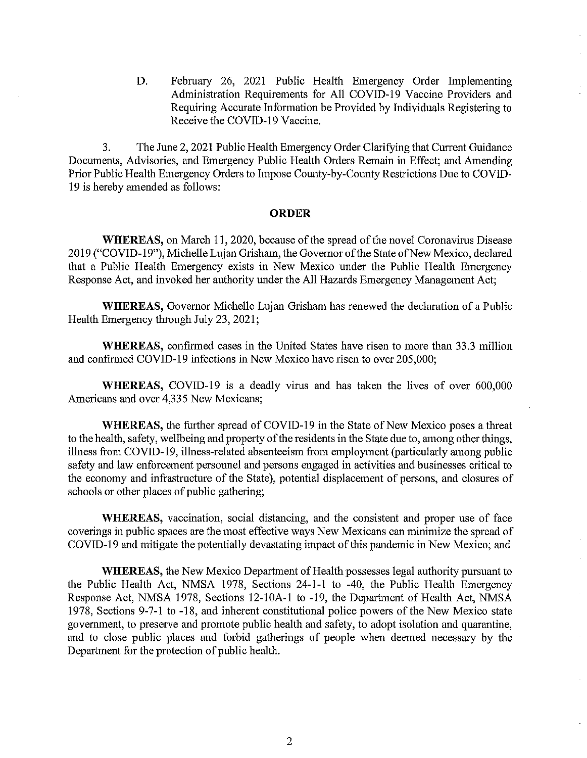D. February 26, 2021 Public Health Emergency Order Implementing Administration Requirements for All COVID-19 Vaccine Providers and Requiring Accurate Information be Provided by Individuals Registering to Receive the COVID-19 Vaccine.

3. The June 2, 2021 Public Health Emergency Order Clarifying that Current Guidance Documents, Advisories, and Emergency Public Health Orders Remain in Effect; and Amending Prior Public Health Emergency Orders to Impose County-by-County Restrictions Due to COVID-19 is hereby amended as follows:

## ORDER

**WHEREAS,** on March 11, 2020, because of the spread of the novel Coronavirus Disease 2019 ("COVID-19"), Michelle Lujan Grisham, the Governor of the State of New Mexico, declared that a Public Health Emergency exists in New Mexico under the Public Health Emergency Response Act, and invoked her authority under the All Hazards Emergency Management Act;

**WHEREAS,** Governor Michelle Lujan Grisham has renewed the declaration of a Public Health Emergency through July 23, 2021;

**WHEREAS,** confirmed cases in the United States have risen to more than 33.3 million and confirmed COVID-19 infections in New Mexico have risen to over 205,000;

**WHEREAS,** COVID-19 is a deadly virus and has taken the lives of over 600,000 Americans and over 4,335 New Mexicans;

**WHEREAS,** the further spread of COVID-19 in the State of New Mexico poses a threat to the health, safety, wellbeing and property of the residents in the State due to, among other things, illness from COVID-19, illness-related absenteeism from employment (particularly among public safety and law enforcement personnel and persons engaged in activities and businesses critical to the economy and infrastructure of the State), potential displacement of persons, and closures of schools or other places of public gathering;

**WHEREAS,** vaccination, social distancing, and the consistent and proper use of face coverings in public spaces are the most effective ways New Mexicans can minimize the spread of COVID-19 and mitigate the potentially devastating impact of this pandemic in New Mexico; and

**WHEREAS,** the New Mexico Department of Health possesses legal authority pursuant to the Public Health Act, NMSA 1978, Sections 24-1-1 to -40, the Public Health Emergency Response Act, NMSA 1978, Sections 12-10A-1 to -19, the Department of Health Act, NMSA 1978, Sections 9-7-1 to -18, and inherent constitutional police powers of the New Mexico state government, to preserve and promote public health and safety, to adopt isolation and quarantine, and to close public places and forbid gatherings of people when deemed necessary by the Department for the protection of public health.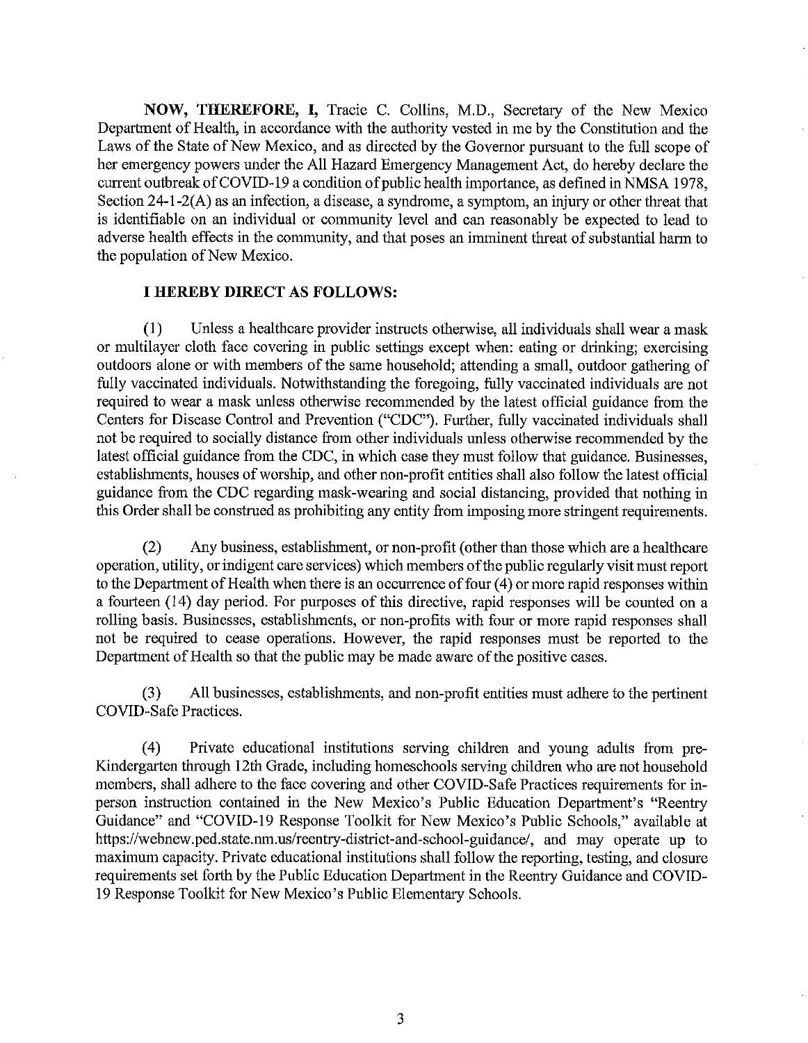**NOW, THEREFORE, I,** Tracie C. Collins, M.D., Secretary of the New Mexico Department of Health, in accordance with the authority vested in me by the Constitution and the Laws of the State of New Mexico, and as directed by the Governor pursuant to the full scope of her emergency powers under the All Hazard Emergency Management Act, do hereby declare the current outbreak of COVID-19 a condition of public health importance, as defined in NMSA 1978, Section 24-1-2(A) as an infection, a disease, a syndrome, a symptom, an injury or other threat that is identifiable on an individual or community level and can reasonably be expected to lead to adverse health effects in the community, and that poses an imminent threat of substantial harm to the population of New Mexico.

**I HEREBY DIRECT AS FOLLOWS:**

(1) Unless a healthcare provider instructs otherwise, all individuals shall wear a mask or multilayer cloth face covering in public settings except when: eating or drinking; exercising outdoors alone or with members of the same household; attending a small, outdoor gathering of fully vaccinated individuals. Notwithstanding the foregoing, fully vaccinated individuals are not required to wear a mask unless otherwise recommended by the latest official guidance from the Centers for Disease Control and Prevention ("CDC"). Further, fully vaccinated individuals shall not be required to socially distance from other individuals unless otherwise recommended by the latest official guidance from the CDC, in which case they must follow that guidance. Businesses, establishments, houses of worship, and other non-profit entities shall also follow the latest official guidance from the CDC regarding mask-wearing and social distancing, provided that nothing in this Order shall be construed as prohibiting any entity from imposing more stringent requirements.

(2) Any business, establishment, or non-profit (other than those which are a healthcare operation, utility, or indigent care services) which members of the public regularly visit must report to the Department of Health when there is an occurrence of four (4) or more rapid responses within a fourteen (14) day period. For purposes of this directive, rapid responses will be counted on a rolling basis. Businesses, establishments, or non-profits with four or more rapid responses shall not be required to cease operations. However, the rapid responses must be reported to the Department of Health so that the public may be made aware of the positive cases.

(3) All businesses, establishments, and non-profit entities must adhere to the pertinent COVID-Safe Practices.

(4) Private educational institutions serving children and young adults from pre-Kindergarten through 12th Grade, including homeschools serving children who are not household members, shall adhere to the face covering and other COVID-Safe Practices requirements for in-person instruction contained in the New Mexico's Public Education Department's "Reentry Guidance" and "COVID-19 Response Toolkit for New Mexico's Public Schools," available at https://webnew.ped.state.nm.us/reentry-district-and-school-guidance/, and may operate up to maximum capacity. Private educational institutions shall follow the reporting, testing, and closure requirements set forth by the Public Education Department in the Reentry Guidance and COVID-19 Response Toolkit for New Mexico's Public Elementary Schools.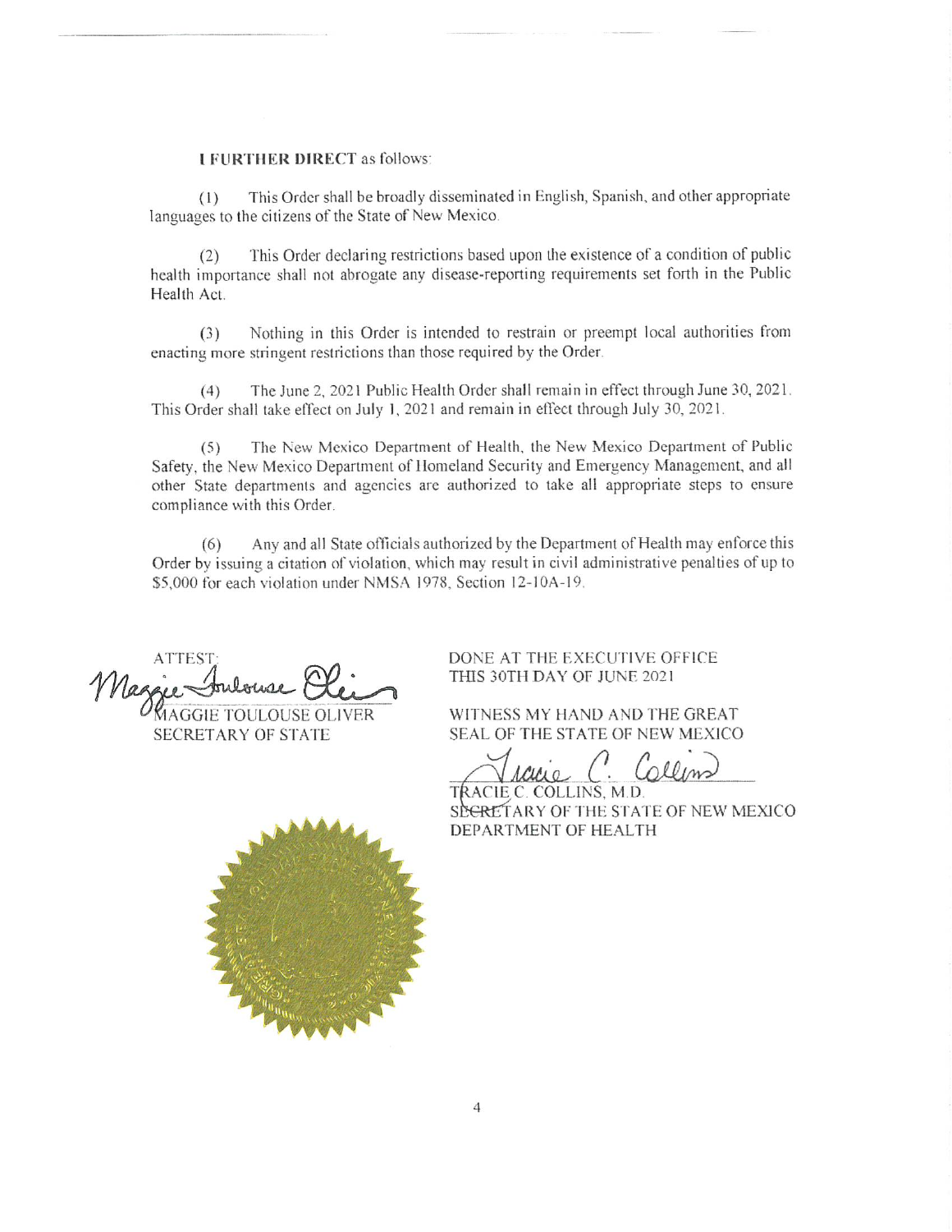**I FURTHER DIRECT** as follows:

(1) This Order shall be broadly disseminated in English, Spanish, and other appropriate languages to the citizens of the State of New Mexico.

(2) This Order declaring restrictions based upon the existence of a condition of public health importance shall not abrogate any disease-reporting requirements set forth in the Public Health Act.

(3) Nothing in this Order is intended to restrain or preempt local authorities from enacting more stringent restrictions than those required by the Order.

(4) The June 2, 2021 Public Health Order shall remain in effect through June 30, 2021. This Order shall take effect on July 1, 2021 and remain in effect through July 30, 2021.

(5) The New Mexico Department of Health, the New Mexico Department of Public Safety, the New Mexico Department of Homeland Security and Emergency Management, and all other State departments and agencies are authorized to take all appropriate steps to ensure compliance with this Order.

(6) Any and all State officials authorized by the Department of Health may enforce this Order by issuing a citation of violation, which may result in civil administrative penalties of up to $5,000 for each violation under NMSA 1978, Section 12-10A-19.

ATTEST:

MAGGIE TOULOUSE OLIVER
SECRETARY OF STATE

DONE AT THE EXECUTIVE OFFICE
THIS 30TH DAY OF JUNE 2021

WITNESS MY HAND AND THE GREAT
SEAL OF THE STATE OF NEW MEXICO

TRACIE C. COLLINS, M.D.
SECRETARY OF THE STATE OF NEW MEXICO
DEPARTMENT OF HEALTH